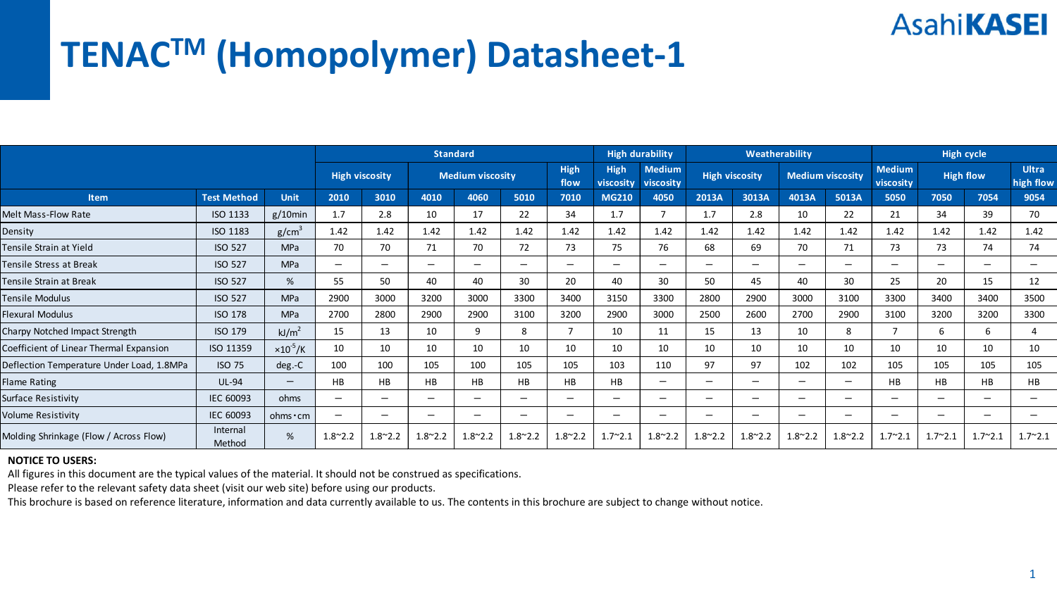# TENAC$^{TM}$ (Homopolymer) Datasheet-1

| | | | Standard | | | | | | High durability | | Weatherability | | | | High cycle | | | |
|---|---|---|---|---|---|---|---|---|---|---|---|---|---|---|---|---|---|---|
| | | | High viscosity | | Medium viscosity | | | High flow | High viscosity | Medium viscosity | High viscosity | | Medium viscosity | | Medium viscosity | High flow | | Ultra high flow |
| **Item** | **Test Method** | **Unit** | **2010** | **3010** | **4010** | **4060** | **5010** | **7010** | **MG210** | **4050** | **2013A** | **3013A** | **4013A** | **5013A** | **5050** | **7050** | **7054** | **9054** |
| Melt Mass-Flow Rate | ISO 1133 | g/10min | 1.7 | 2.8 | 10 | 17 | 22 | 34 | 1.7 | 7 | 1.7 | 2.8 | 10 | 22 | 21 | 34 | 39 | 70 |
| Density | ISO 1183 | g/cm$^3$ | 1.42 | 1.42 | 1.42 | 1.42 | 1.42 | 1.42 | 1.42 | 1.42 | 1.42 | 1.42 | 1.42 | 1.42 | 1.42 | 1.42 | 1.42 | 1.42 |
| Tensile Strain at Yield | ISO 527 | MPa | 70 | 70 | 71 | 70 | 72 | 73 | 75 | 76 | 68 | 69 | 70 | 71 | 73 | 73 | 74 | 74 |
| Tensile Stress at Break | ISO 527 | MPa | — | — | — | — | — | — | — | — | — | — | — | — | — | — | — | — |
| Tensile Strain at Break | ISO 527 | % | 55 | 50 | 40 | 40 | 30 | 20 | 40 | 30 | 50 | 45 | 40 | 30 | 25 | 20 | 15 | 12 |
| Tensile Modulus | ISO 527 | MPa | 2900 | 3000 | 3200 | 3000 | 3300 | 3400 | 3150 | 3300 | 2800 | 2900 | 3000 | 3100 | 3300 | 3400 | 3400 | 3500 |
| Flexural Modulus | ISO 178 | MPa | 2700 | 2800 | 2900 | 2900 | 3100 | 3200 | 2900 | 3000 | 2500 | 2600 | 2700 | 2900 | 3100 | 3200 | 3200 | 3300 |
| Charpy Notched Impact Strength | ISO 179 | kJ/m$^2$ | 15 | 13 | 10 | 9 | 8 | 7 | 10 | 11 | 15 | 13 | 10 | 8 | 7 | 6 | 6 | 4 |
| Coefficient of Linear Thermal Expansion | ISO 11359 | $\times 10^{-5}$/K | 10 | 10 | 10 | 10 | 10 | 10 | 10 | 10 | 10 | 10 | 10 | 10 | 10 | 10 | 10 | 10 |
| Deflection Temperature Under Load, 1.8MPa | ISO 75 | deg.-C | 100 | 100 | 105 | 100 | 105 | 105 | 103 | 110 | 97 | 97 | 102 | 102 | 105 | 105 | 105 | 105 |
| Flame Rating | UL-94 | — | HB | HB | HB | HB | HB | HB | HB | — | — | — | — | — | HB | HB | HB | HB |
| Surface Resistivity | IEC 60093 | ohms | — | — | — | — | — | — | — | — | — | — | — | — | — | — | — | — |
| Volume Resistivity | IEC 60093 | ohms・cm | — | — | — | — | — | — | — | — | — | — | — | — | — | — | — | — |
| Molding Shrinkage (Flow / Across Flow) | Internal Method | % | 1.8~2.2 | 1.8~2.2 | 1.8~2.2 | 1.8~2.2 | 1.8~2.2 | 1.8~2.2 | 1.7~2.1 | 1.8~2.2 | 1.8~2.2 | 1.8~2.2 | 1.8~2.2 | 1.8~2.2 | 1.7~2.1 | 1.7~2.1 | 1.7~2.1 | 1.7~2.1 |

**NOTICE TO USERS:**

All figures in this document are the typical values of the material. It should not be construed as specifications.

Please refer to the relevant safety data sheet (visit our web site) before using our products.

This brochure is based on reference literature, information and data currently available to us. The contents in this brochure are subject to change without notice.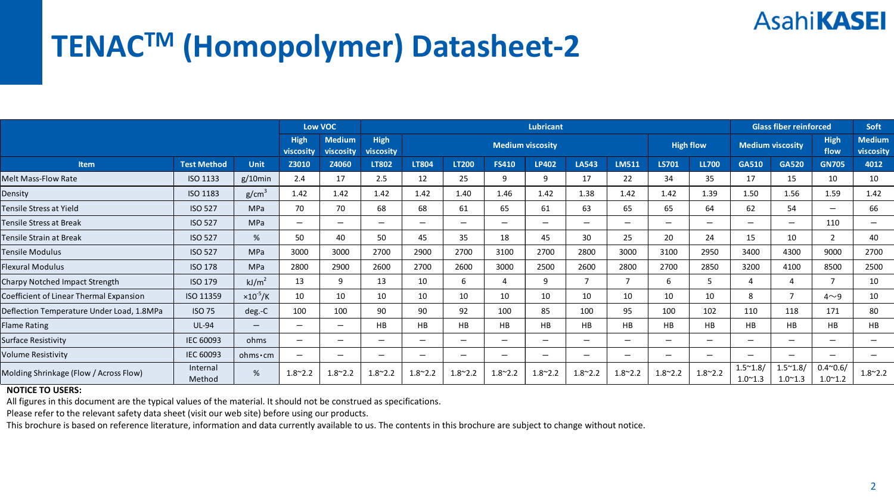# TENAC™ (Homopolymer) Datasheet-2

| | | | Low VOC | | Lubricant | | | | | | | | | | Glass fiber reinforced | | | Soft |
|---|---|---|---|---|---|---|---|---|---|---|---|---|---|---|---|---|---|---|
| | | | High viscosity | Medium viscosity | High viscosity | Medium viscosity | | | | | | | High flow | | Medium viscosity | | High flow | Medium viscosity |
| **Item** | **Test Method** | **Unit** | **Z3010** | **Z4060** | **LT802** | **LT804** | **LT200** | **FS410** | **LP402** | **LA543** | **LM511** | **LS701** | **LL700** | **GA510** | **GA520** | **GN705** | **4012** |
| Melt Mass-Flow Rate | ISO 1133 | g/10min | 2.4 | 17 | 2.5 | 12 | 25 | 9 | 9 | 17 | 22 | 34 | 35 | 17 | 15 | 10 | 10 |
| Density | ISO 1183 | $g/cm^3$ | 1.42 | 1.42 | 1.42 | 1.42 | 1.40 | 1.46 | 1.42 | 1.38 | 1.42 | 1.42 | 1.39 | 1.50 | 1.56 | 1.59 | 1.42 |
| Tensile Stress at Yield | ISO 527 | MPa | 70 | 70 | 68 | 68 | 61 | 65 | 61 | 63 | 65 | 65 | 64 | 62 | 54 | — | 66 |
| Tensile Stress at Break | ISO 527 | MPa | — | — | — | — | — | — | — | — | — | — | — | — | — | 110 | — |
| Tensile Strain at Break | ISO 527 | % | 50 | 40 | 50 | 45 | 35 | 18 | 45 | 30 | 25 | 20 | 24 | 15 | 10 | 2 | 40 |
| Tensile Modulus | ISO 527 | MPa | 3000 | 3000 | 2700 | 2900 | 2700 | 3100 | 2700 | 2800 | 3000 | 3100 | 2950 | 3400 | 4300 | 9000 | 2700 |
| Flexural Modulus | ISO 178 | MPa | 2800 | 2900 | 2600 | 2700 | 2600 | 3000 | 2500 | 2600 | 2800 | 2700 | 2850 | 3200 | 4100 | 8500 | 2500 |
| Charpy Notched Impact Strength | ISO 179 | $kJ/m^2$ | 13 | 9 | 13 | 10 | 6 | 4 | 9 | 7 | 7 | 6 | 5 | 4 | 4 | 7 | 10 |
| Coefficient of Linear Thermal Expansion | ISO 11359 | $\times 10^{-5}/K$ | 10 | 10 | 10 | 10 | 10 | 10 | 10 | 10 | 10 | 10 | 10 | 8 | 7 | 4～9 | 10 |
| Deflection Temperature Under Load, 1.8MPa | ISO 75 | deg.-C | 100 | 100 | 90 | 90 | 92 | 100 | 85 | 100 | 95 | 100 | 102 | 110 | 118 | 171 | 80 |
| Flame Rating | UL-94 | — | — | — | HB | HB | HB | HB | HB | HB | HB | HB | HB | HB | HB | HB | HB |
| Surface Resistivity | IEC 60093 | ohms | — | — | — | — | — | — | — | — | — | — | — | — | — | — | — |
| Volume Resistivity | IEC 60093 | ohms・cm | — | — | — | — | — | — | — | — | — | — | — | — | — | — | — |
| Molding Shrinkage (Flow / Across Flow) | Internal Method | % | 1.8~2.2 | 1.8~2.2 | 1.8~2.2 | 1.8~2.2 | 1.8~2.2 | 1.8~2.2 | 1.8~2.2 | 1.8~2.2 | 1.8~2.2 | 1.8~2.2 | 1.8~2.2 | 1.5~1.8/ 1.0~1.3 | 1.5~1.8/ 1.0~1.3 | 0.4~0.6/ 1.0~1.2 | 1.8~2.2 |

**NOTICE TO USERS:**

All figures in this document are the typical values of the material. It should not be construed as specifications.

Please refer to the relevant safety data sheet (visit our web site) before using our products.

This brochure is based on reference literature, information and data currently available to us. The contents in this brochure are subject to change without notice.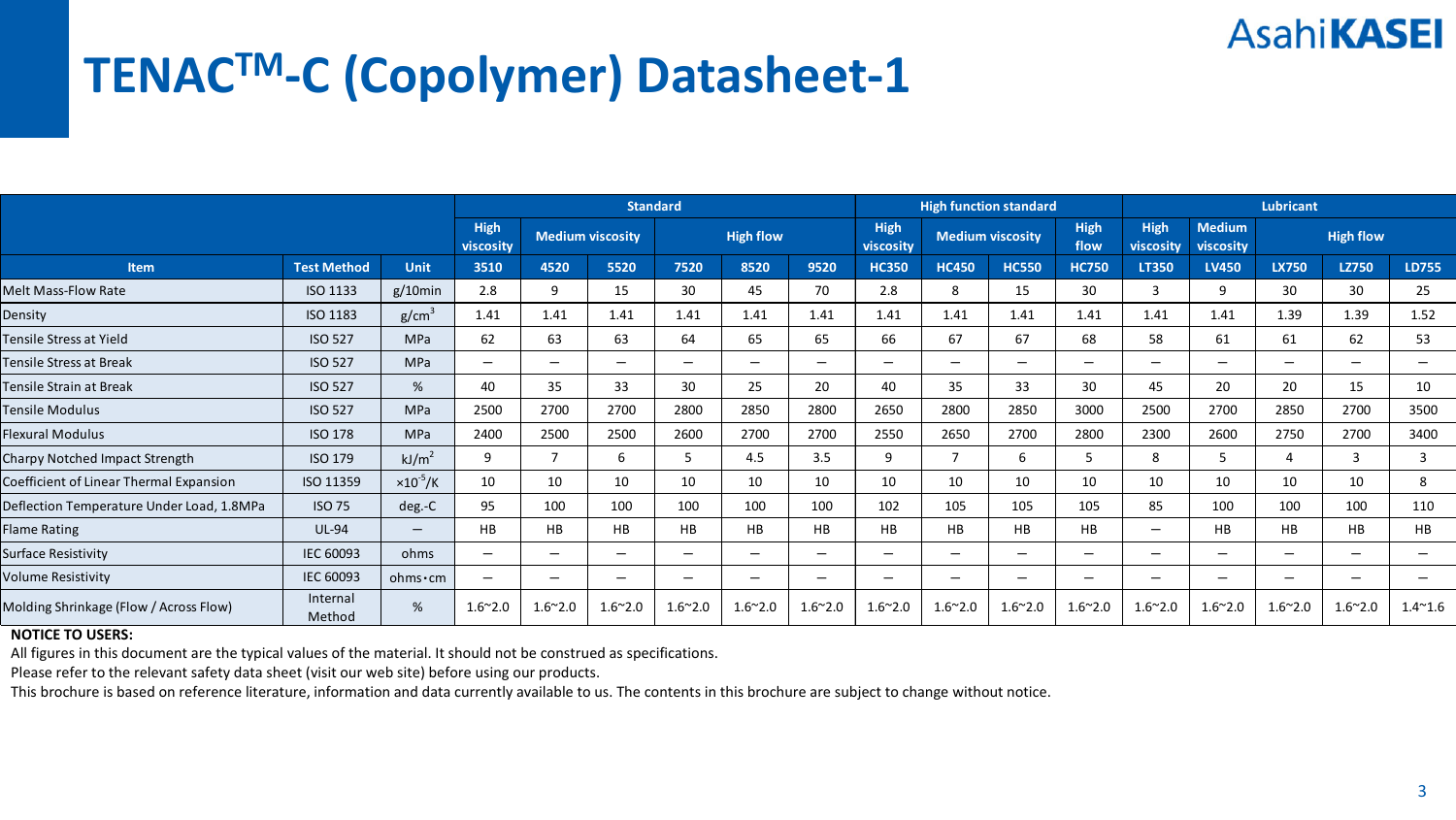# TENAC$^{TM}$-C (Copolymer) Datasheet-1

AsahiKASEI

| | | | Standard | | | | | | High function standard | | | | Lubricant | | | | |
|---|---|---|---|---|---|---|---|---|---|---|---|---|---|---|---|---|---|
| | | | High viscosity | Medium viscosity | | High flow | | | High viscosity | Medium viscosity | | High flow | High viscosity | Medium viscosity | High flow | | |
| **Item** | **Test Method** | **Unit** | **3510** | **4520** | **5520** | **7520** | **8520** | **9520** | **HC350** | **HC450** | **HC550** | **HC750** | **LT350** | **LV450** | **LX750** | **LZ750** | **LD755** |
| Melt Mass-Flow Rate | ISO 1133 | g/10min | 2.8 | 9 | 15 | 30 | 45 | 70 | 2.8 | 8 | 15 | 30 | 3 | 9 | 30 | 30 | 25 |
| Density | ISO 1183 | $g/cm^3$ | 1.41 | 1.41 | 1.41 | 1.41 | 1.41 | 1.41 | 1.41 | 1.41 | 1.41 | 1.41 | 1.41 | 1.41 | 1.39 | 1.39 | 1.52 |
| Tensile Stress at Yield | ISO 527 | MPa | 62 | 63 | 63 | 64 | 65 | 65 | 66 | 67 | 67 | 68 | 58 | 61 | 61 | 62 | 53 |
| Tensile Stress at Break | ISO 527 | MPa | — | — | — | — | — | — | — | — | — | — | — | — | — | — | — |
| Tensile Strain at Break | ISO 527 | % | 40 | 35 | 33 | 30 | 25 | 20 | 40 | 35 | 33 | 30 | 45 | 20 | 20 | 15 | 10 |
| Tensile Modulus | ISO 527 | MPa | 2500 | 2700 | 2700 | 2800 | 2850 | 2800 | 2650 | 2800 | 2850 | 3000 | 2500 | 2700 | 2850 | 2700 | 3500 |
| Flexural Modulus | ISO 178 | MPa | 2400 | 2500 | 2500 | 2600 | 2700 | 2700 | 2550 | 2650 | 2700 | 2800 | 2300 | 2600 | 2750 | 2700 | 3400 |
| Charpy Notched Impact Strength | ISO 179 | $kJ/m^2$ | 9 | 7 | 6 | 5 | 4.5 | 3.5 | 9 | 7 | 6 | 5 | 8 | 5 | 4 | 3 | 3 |
| Coefficient of Linear Thermal Expansion | ISO 11359 | $\times10^{-5}/K$ | 10 | 10 | 10 | 10 | 10 | 10 | 10 | 10 | 10 | 10 | 10 | 10 | 10 | 10 | 8 |
| Deflection Temperature Under Load, 1.8MPa | ISO 75 | deg.-C | 95 | 100 | 100 | 100 | 100 | 100 | 102 | 105 | 105 | 105 | 85 | 100 | 100 | 100 | 110 |
| Flame Rating | UL-94 | — | HB | HB | HB | HB | HB | HB | HB | HB | HB | HB | — | HB | HB | HB | HB |
| Surface Resistivity | IEC 60093 | ohms | — | — | — | — | — | — | — | — | — | — | — | — | — | — | — |
| Volume Resistivity | IEC 60093 | ohms・cm | — | — | — | — | — | — | — | — | — | — | — | — | — | — | — |
| Molding Shrinkage (Flow / Across Flow) | Internal Method | % | 1.6~2.0 | 1.6~2.0 | 1.6~2.0 | 1.6~2.0 | 1.6~2.0 | 1.6~2.0 | 1.6~2.0 | 1.6~2.0 | 1.6~2.0 | 1.6~2.0 | 1.6~2.0 | 1.6~2.0 | 1.6~2.0 | 1.6~2.0 | 1.4~1.6 |

**NOTICE TO USERS:**

All figures in this document are the typical values of the material. It should not be construed as specifications.

Please refer to the relevant safety data sheet (visit our web site) before using our products.

This brochure is based on reference literature, information and data currently available to us. The contents in this brochure are subject to change without notice.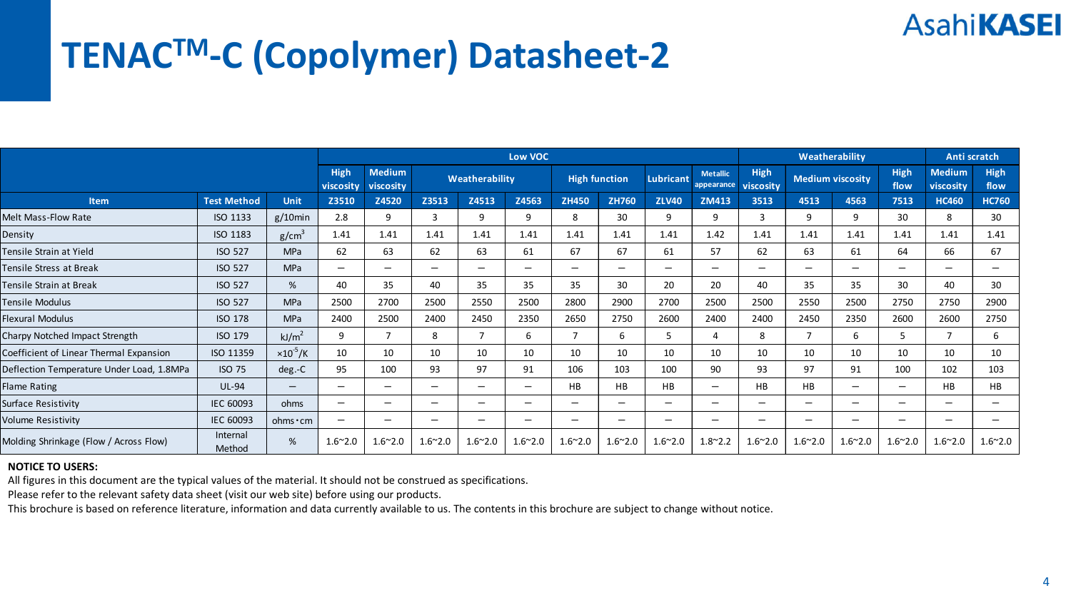# TENAC$^{TM}$-C (Copolymer) Datasheet-2

| | | | Low VOC | | | | | | | | | Weatherability | | | | Anti scratch | |
|---|---|---|---|---|---|---|---|---|---|---|---|---|---|---|---|---|---|
| | | | High viscosity | Medium viscosity | Weatherability | | | High function | | Lubricant | Metallic appearance | High viscosity | Medium viscosity | | High flow | Medium viscosity | High flow |
| **Item** | **Test Method** | **Unit** | **Z3510** | **Z4520** | **Z3513** | **Z4513** | **Z4563** | **ZH450** | **ZH760** | **ZLV40** | **ZM413** | **3513** | **4513** | **4563** | **7513** | **HC460** | **HC760** |
| Melt Mass-Flow Rate | ISO 1133 | g/10min | 2.8 | 9 | 3 | 9 | 9 | 8 | 30 | 9 | 9 | 3 | 9 | 9 | 30 | 8 | 30 |
| Density | ISO 1183 | g/cm$^3$ | 1.41 | 1.41 | 1.41 | 1.41 | 1.41 | 1.41 | 1.41 | 1.41 | 1.42 | 1.41 | 1.41 | 1.41 | 1.41 | 1.41 | 1.41 |
| Tensile Strain at Yield | ISO 527 | MPa | 62 | 63 | 62 | 63 | 61 | 67 | 67 | 61 | 57 | 62 | 63 | 61 | 64 | 66 | 67 |
| Tensile Stress at Break | ISO 527 | MPa | — | — | — | — | — | — | — | — | — | — | — | — | — | — | — |
| Tensile Strain at Break | ISO 527 | % | 40 | 35 | 40 | 35 | 35 | 35 | 30 | 20 | 20 | 40 | 35 | 35 | 30 | 40 | 30 |
| Tensile Modulus | ISO 527 | MPa | 2500 | 2700 | 2500 | 2550 | 2500 | 2800 | 2900 | 2700 | 2500 | 2500 | 2550 | 2500 | 2750 | 2750 | 2900 |
| Flexural Modulus | ISO 178 | MPa | 2400 | 2500 | 2400 | 2450 | 2350 | 2650 | 2750 | 2600 | 2400 | 2400 | 2450 | 2350 | 2600 | 2600 | 2750 |
| Charpy Notched Impact Strength | ISO 179 | kJ/m$^2$ | 9 | 7 | 8 | 7 | 6 | 7 | 6 | 5 | 4 | 8 | 7 | 6 | 5 | 7 | 6 |
| Coefficient of Linear Thermal Expansion | ISO 11359 | $\times 10^{-5}$/K | 10 | 10 | 10 | 10 | 10 | 10 | 10 | 10 | 10 | 10 | 10 | 10 | 10 | 10 | 10 |
| Deflection Temperature Under Load, 1.8MPa | ISO 75 | deg.-C | 95 | 100 | 93 | 97 | 91 | 106 | 103 | 100 | 90 | 93 | 97 | 91 | 100 | 102 | 103 |
| Flame Rating | UL-94 | — | — | — | — | — | — | HB | HB | HB | — | HB | HB | — | — | HB | HB |
| Surface Resistivity | IEC 60093 | ohms | — | — | — | — | — | — | — | — | — | — | — | — | — | — | — |
| Volume Resistivity | IEC 60093 | ohms・cm | — | — | — | — | — | — | — | — | — | — | — | — | — | — | — |
| Molding Shrinkage (Flow / Across Flow) | Internal Method | % | 1.6~2.0 | 1.6~2.0 | 1.6~2.0 | 1.6~2.0 | 1.6~2.0 | 1.6~2.0 | 1.6~2.0 | 1.6~2.0 | 1.8~2.2 | 1.6~2.0 | 1.6~2.0 | 1.6~2.0 | 1.6~2.0 | 1.6~2.0 | 1.6~2.0 |

**NOTICE TO USERS:**

All figures in this document are the typical values of the material. It should not be construed as specifications.

Please refer to the relevant safety data sheet (visit our web site) before using our products.

This brochure is based on reference literature, information and data currently available to us. The contents in this brochure are subject to change without notice.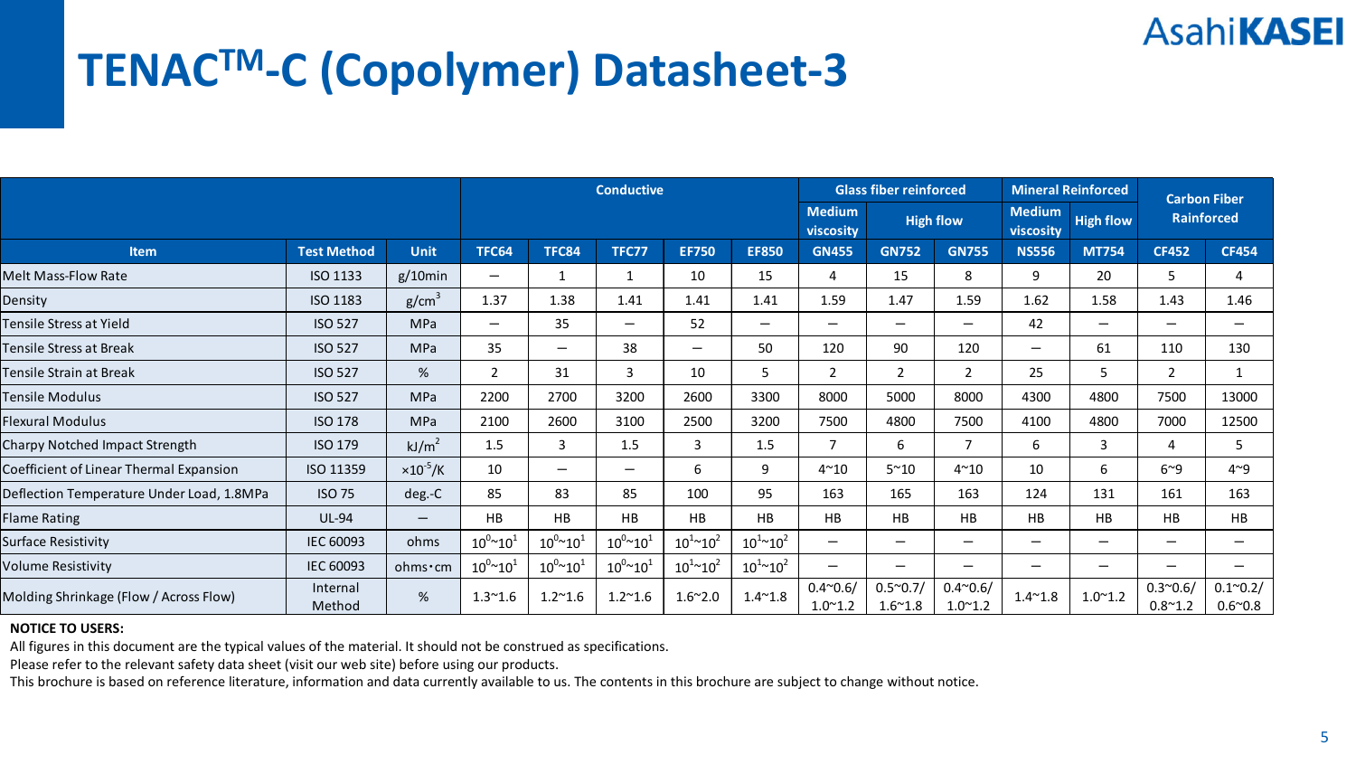# TENAC$^{TM}$-C (Copolymer) Datasheet-3

| | | | Conductive | | | | | Glass fiber reinforced | | | Mineral Reinforced | | Carbon Fiber Reinforced | |
|---|---|---|---|---|---|---|---|---|---|---|---|---|---|---|
| | | | | | | | | Medium viscosity | High flow | | Medium viscosity | High flow | | |
| **Item** | **Test Method** | **Unit** | **TFC64** | **TFC84** | **TFC77** | **EF750** | **EF850** | **GN455** | **GN752** | **GN755** | **NS556** | **MT754** | **CF452** | **CF454** |
| Melt Mass-Flow Rate | ISO 1133 | g/10min | — | 1 | 1 | 10 | 15 | 4 | 15 | 8 | 9 | 20 | 5 | 4 |
| Density | ISO 1183 | $g/cm^3$ | 1.37 | 1.38 | 1.41 | 1.41 | 1.41 | 1.59 | 1.47 | 1.59 | 1.62 | 1.58 | 1.43 | 1.46 |
| Tensile Stress at Yield | ISO 527 | MPa | — | 35 | — | 52 | — | — | — | — | 42 | — | — | — |
| Tensile Stress at Break | ISO 527 | MPa | 35 | — | 38 | — | 50 | 120 | 90 | 120 | — | 61 | 110 | 130 |
| Tensile Strain at Break | ISO 527 | % | 2 | 31 | 3 | 10 | 5 | 2 | 2 | 2 | 25 | 5 | 2 | 1 |
| Tensile Modulus | ISO 527 | MPa | 2200 | 2700 | 3200 | 2600 | 3300 | 8000 | 5000 | 8000 | 4300 | 4800 | 7500 | 13000 |
| Flexural Modulus | ISO 178 | MPa | 2100 | 2600 | 3100 | 2500 | 3200 | 7500 | 4800 | 7500 | 4100 | 4800 | 7000 | 12500 |
| Charpy Notched Impact Strength | ISO 179 | $kJ/m^2$ | 1.5 | 3 | 1.5 | 3 | 1.5 | 7 | 6 | 7 | 6 | 3 | 4 | 5 |
| Coefficient of Linear Thermal Expansion | ISO 11359 | $\times10^{-5}/K$ | 10 | — | — | 6 | 9 | 4~10 | 5~10 | 4~10 | 10 | 6 | 6~9 | 4~9 |
| Deflection Temperature Under Load, 1.8MPa | ISO 75 | deg.-C | 85 | 83 | 85 | 100 | 95 | 163 | 165 | 163 | 124 | 131 | 161 | 163 |
| Flame Rating | UL-94 | — | HB | HB | HB | HB | HB | HB | HB | HB | HB | HB | HB | HB |
| Surface Resistivity | IEC 60093 | ohms | $10^0$~$10^1$ | $10^0$~$10^1$ | $10^0$~$10^1$ | $10^1$~$10^2$ | $10^1$~$10^2$ | — | — | — | — | — | — | — |
| Volume Resistivity | IEC 60093 | ohms･cm | $10^0$~$10^1$ | $10^0$~$10^1$ | $10^0$~$10^1$ | $10^1$~$10^2$ | $10^1$~$10^2$ | — | — | — | — | — | — | — |
| Molding Shrinkage (Flow / Across Flow) | Internal Method | % | 1.3~1.6 | 1.2~1.6 | 1.2~1.6 | 1.6~2.0 | 1.4~1.8 | 0.4~0.6/ 1.0~1.2 | 0.5~0.7/ 1.6~1.8 | 0.4~0.6/ 1.0~1.2 | 1.4~1.8 | 1.0~1.2 | 0.3~0.6/ 0.8~1.2 | 0.1~0.2/ 0.6~0.8 |

**NOTICE TO USERS:**

All figures in this document are the typical values of the material. It should not be construed as specifications.

Please refer to the relevant safety data sheet (visit our web site) before using our products.

This brochure is based on reference literature, information and data currently available to us. The contents in this brochure are subject to change without notice.